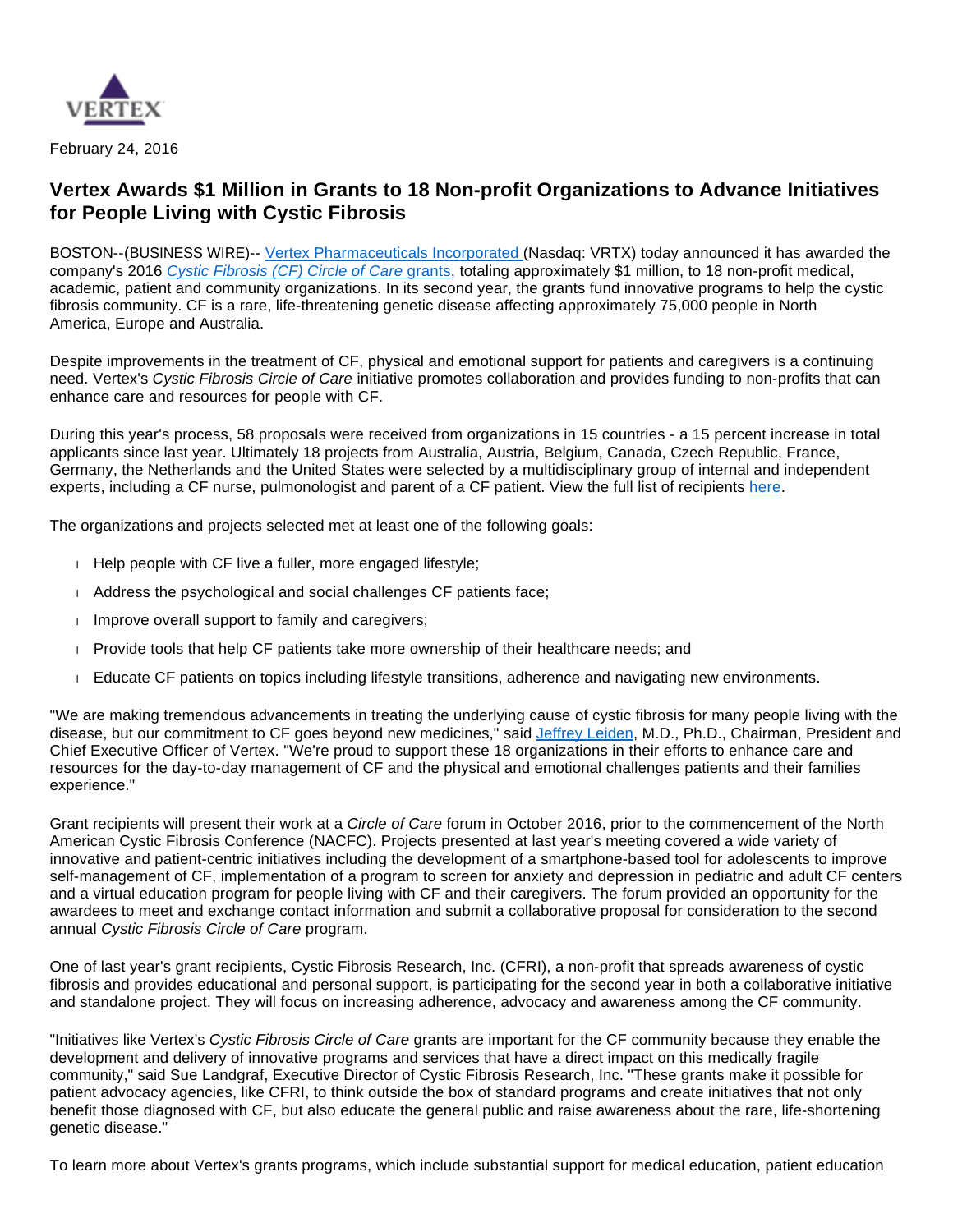February 24, 2016

## Vertex Awards $1 Million in Grants to 18 Non-profit Organizations to Advance Initiatives for People Living with Cystic Fibrosis

BOSTON--(BUSINESS WIRE)-- Vertex Pharmaceuticals Incorporated (Nasdaq: VRTX) today announced it has awarded the company's 2016 *Cystic Fibrosis (CF) Circle of Care* grants, totaling approximately $1 million, to 18 non-profit medical, academic, patient and community organizations. In its second year, the grants fund innovative programs to help the cystic fibrosis community. CF is a rare, life-threatening genetic disease affecting approximately 75,000 people in North America, Europe and Australia.

Despite improvements in the treatment of CF, physical and emotional support for patients and caregivers is a continuing need. Vertex's *Cystic Fibrosis Circle of Care* initiative promotes collaboration and provides funding to non-profits that can enhance care and resources for people with CF.

During this year's process, 58 proposals were received from organizations in 15 countries - a 15 percent increase in total applicants since last year. Ultimately 18 projects from Australia, Austria, Belgium, Canada, Czech Republic, France, Germany, the Netherlands and the United States were selected by a multidisciplinary group of internal and independent experts, including a CF nurse, pulmonologist and parent of a CF patient. View the full list of recipients here.

The organizations and projects selected met at least one of the following goals:

- Help people with CF live a fuller, more engaged lifestyle;
- Address the psychological and social challenges CF patients face;
- Improve overall support to family and caregivers;
- Provide tools that help CF patients take more ownership of their healthcare needs; and
- Educate CF patients on topics including lifestyle transitions, adherence and navigating new environments.

"We are making tremendous advancements in treating the underlying cause of cystic fibrosis for many people living with the disease, but our commitment to CF goes beyond new medicines," said Jeffrey Leiden, M.D., Ph.D., Chairman, President and Chief Executive Officer of Vertex. "We're proud to support these 18 organizations in their efforts to enhance care and resources for the day-to-day management of CF and the physical and emotional challenges patients and their families experience."

Grant recipients will present their work at a *Circle of Care* forum in October 2016, prior to the commencement of the North American Cystic Fibrosis Conference (NACFC). Projects presented at last year's meeting covered a wide variety of innovative and patient-centric initiatives including the development of a smartphone-based tool for adolescents to improve self-management of CF, implementation of a program to screen for anxiety and depression in pediatric and adult CF centers and a virtual education program for people living with CF and their caregivers. The forum provided an opportunity for the awardees to meet and exchange contact information and submit a collaborative proposal for consideration to the second annual *Cystic Fibrosis Circle of Care* program.

One of last year's grant recipients, Cystic Fibrosis Research, Inc. (CFRI), a non-profit that spreads awareness of cystic fibrosis and provides educational and personal support, is participating for the second year in both a collaborative initiative and standalone project. They will focus on increasing adherence, advocacy and awareness among the CF community.

"Initiatives like Vertex's *Cystic Fibrosis Circle of Care* grants are important for the CF community because they enable the development and delivery of innovative programs and services that have a direct impact on this medically fragile community," said Sue Landgraf, Executive Director of Cystic Fibrosis Research, Inc. "These grants make it possible for patient advocacy agencies, like CFRI, to think outside the box of standard programs and create initiatives that not only benefit those diagnosed with CF, but also educate the general public and raise awareness about the rare, life-shortening genetic disease."

To learn more about Vertex's grants programs, which include substantial support for medical education, patient education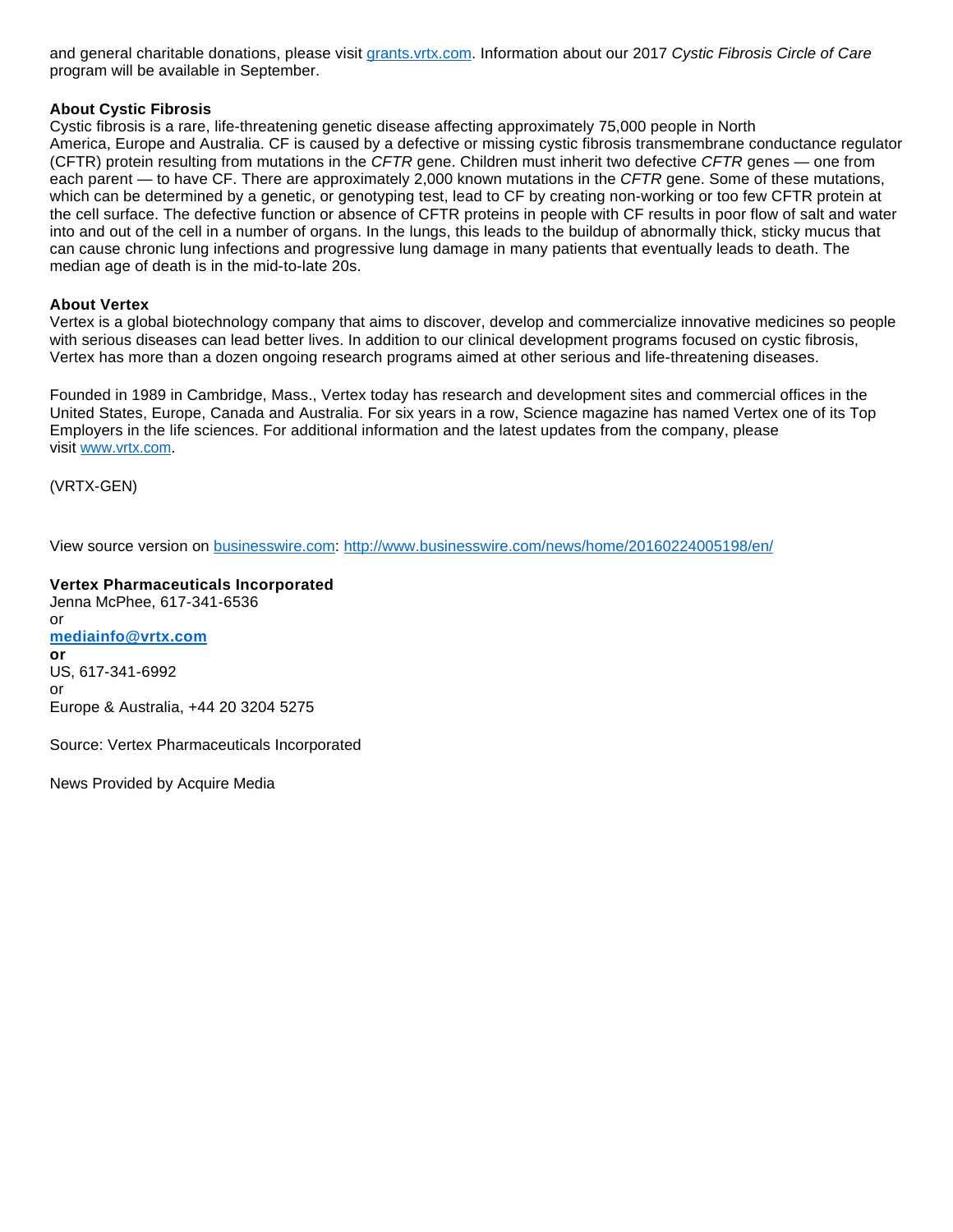and general charitable donations, please visit grants.vrtx.com. Information about our 2017 *Cystic Fibrosis Circle of Care* program will be available in September.

**About Cystic Fibrosis**

Cystic fibrosis is a rare, life-threatening genetic disease affecting approximately 75,000 people in North America, Europe and Australia. CF is caused by a defective or missing cystic fibrosis transmembrane conductance regulator (CFTR) protein resulting from mutations in the *CFTR* gene. Children must inherit two defective *CFTR* genes — one from each parent — to have CF. There are approximately 2,000 known mutations in the *CFTR* gene. Some of these mutations, which can be determined by a genetic, or genotyping test, lead to CF by creating non-working or too few CFTR protein at the cell surface. The defective function or absence of CFTR proteins in people with CF results in poor flow of salt and water into and out of the cell in a number of organs. In the lungs, this leads to the buildup of abnormally thick, sticky mucus that can cause chronic lung infections and progressive lung damage in many patients that eventually leads to death. The median age of death is in the mid-to-late 20s.

**About Vertex**

Vertex is a global biotechnology company that aims to discover, develop and commercialize innovative medicines so people with serious diseases can lead better lives. In addition to our clinical development programs focused on cystic fibrosis, Vertex has more than a dozen ongoing research programs aimed at other serious and life-threatening diseases.

Founded in 1989 in Cambridge, Mass., Vertex today has research and development sites and commercial offices in the United States, Europe, Canada and Australia. For six years in a row, Science magazine has named Vertex one of its Top Employers in the life sciences. For additional information and the latest updates from the company, please visit www.vrtx.com.

(VRTX-GEN)

View source version on businesswire.com: http://www.businesswire.com/news/home/20160224005198/en/

**Vertex Pharmaceuticals Incorporated**
Jenna McPhee, 617-341-6536
or
**mediainfo@vrtx.com**
**or**
US, 617-341-6992
or
Europe & Australia, +44 20 3204 5275

Source: Vertex Pharmaceuticals Incorporated

News Provided by Acquire Media